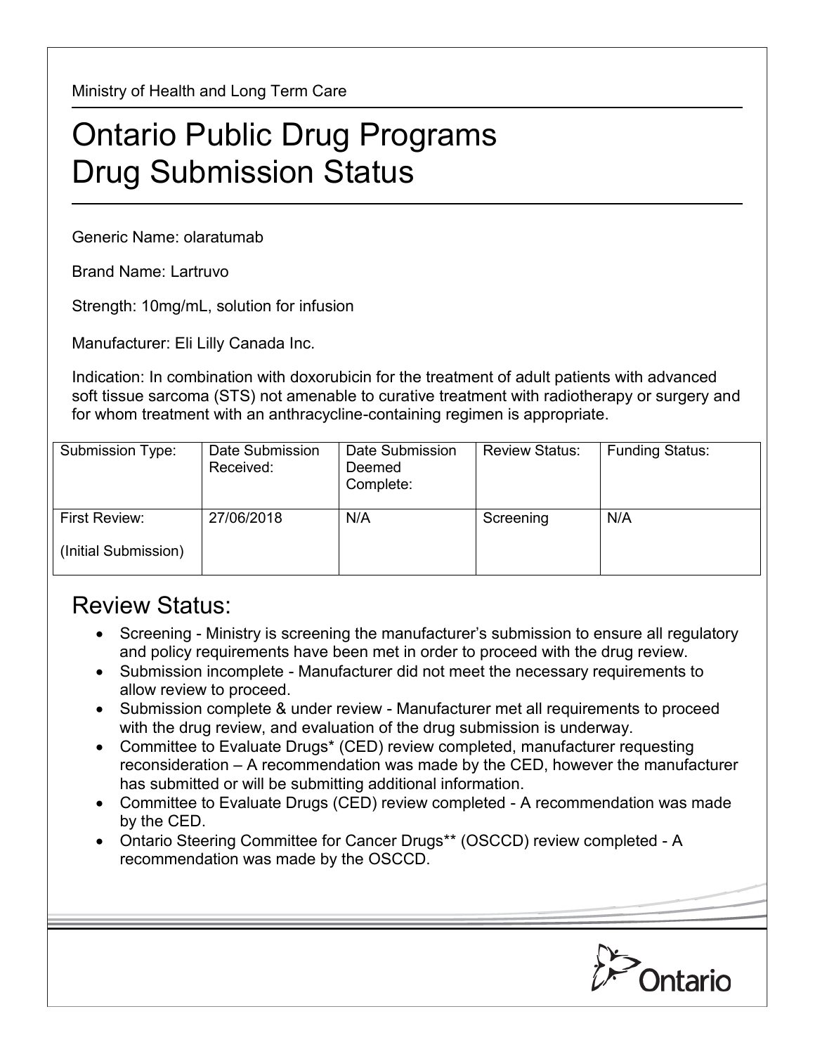Ministry of Health and Long Term Care

# Ontario Public Drug Programs
# Drug Submission Status

Generic Name: olaratumab

Brand Name: Lartruvo

Strength: 10mg/mL, solution for infusion

Manufacturer: Eli Lilly Canada Inc.

Indication: In combination with doxorubicin for the treatment of adult patients with advanced soft tissue sarcoma (STS) not amenable to curative treatment with radiotherapy or surgery and for whom treatment with an anthracycline-containing regimen is appropriate.

| Submission Type: | Date Submission Received: | Date Submission Deemed Complete: | Review Status: | Funding Status: |
|---|---|---|---|---|
| First Review: (Initial Submission) | 27/06/2018 | N/A | Screening | N/A |

## Review Status:

- Screening - Ministry is screening the manufacturer's submission to ensure all regulatory and policy requirements have been met in order to proceed with the drug review.
- Submission incomplete - Manufacturer did not meet the necessary requirements to allow review to proceed.
- Submission complete & under review - Manufacturer met all requirements to proceed with the drug review, and evaluation of the drug submission is underway.
- Committee to Evaluate Drugs* (CED) review completed, manufacturer requesting reconsideration – A recommendation was made by the CED, however the manufacturer has submitted or will be submitting additional information.
- Committee to Evaluate Drugs (CED) review completed - A recommendation was made by the CED.
- Ontario Steering Committee for Cancer Drugs** (OSCCD) review completed - A recommendation was made by the OSCCD.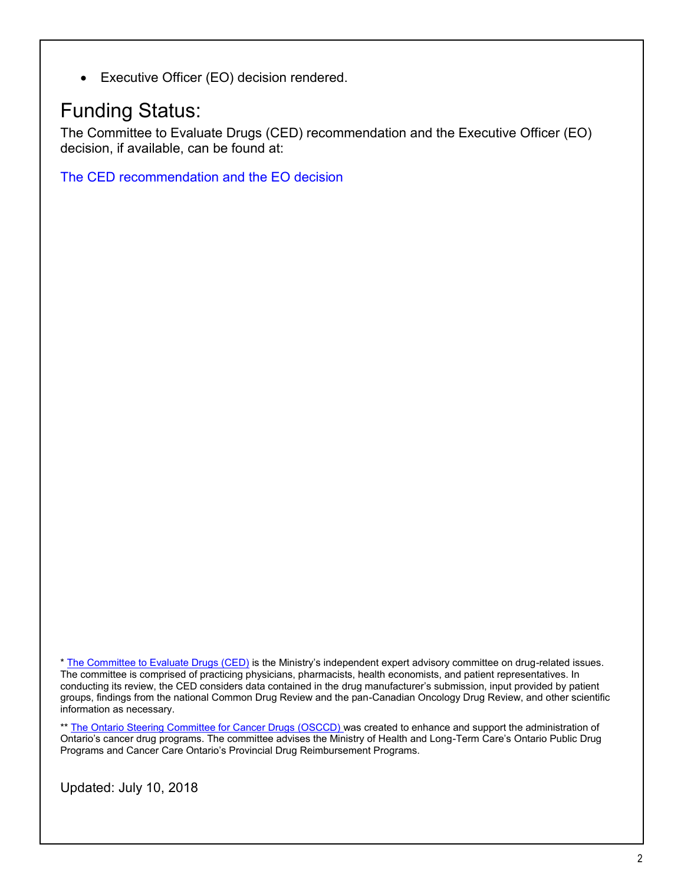- Executive Officer (EO) decision rendered.

## Funding Status:

The Committee to Evaluate Drugs (CED) recommendation and the Executive Officer (EO) decision, if available, can be found at:

The CED recommendation and the EO decision

* The Committee to Evaluate Drugs (CED) is the Ministry's independent expert advisory committee on drug-related issues. The committee is comprised of practicing physicians, pharmacists, health economists, and patient representatives. In conducting its review, the CED considers data contained in the drug manufacturer's submission, input provided by patient groups, findings from the national Common Drug Review and the pan-Canadian Oncology Drug Review, and other scientific information as necessary.

** The Ontario Steering Committee for Cancer Drugs (OSCCD) was created to enhance and support the administration of Ontario's cancer drug programs. The committee advises the Ministry of Health and Long-Term Care's Ontario Public Drug Programs and Cancer Care Ontario's Provincial Drug Reimbursement Programs.

Updated: July 10, 2018